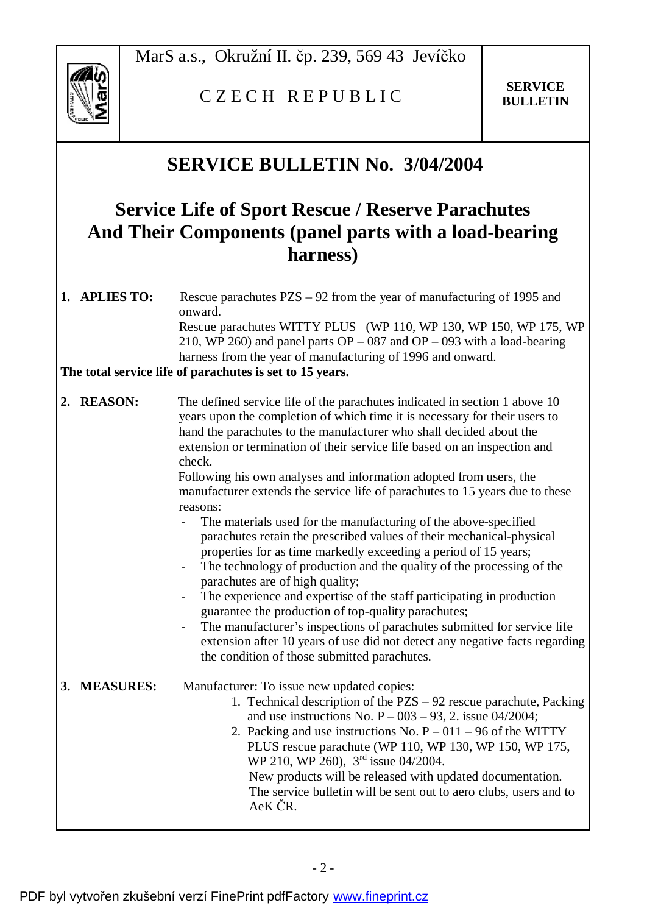MarS a.s., Okružní II. čp. 239, 569 43 Jevíčko

C Z E C H R E P U B L I C

**SERVICE BULLETIN**

# SERVICE BULLETIN No. 3/04/2004

## Service Life of Sport Rescue / Reserve Parachutes And Their Components (panel parts with a load-bearing harness)

**1. APLIES TO:** Rescue parachutes PZS – 92 from the year of manufacturing of 1995 and onward.
Rescue parachutes WITTY PLUS (WP 110, WP 130, WP 150, WP 175, WP 210, WP 260) and panel parts OP – 087 and OP – 093 with a load-bearing harness from the year of manufacturing of 1996 and onward.

**The total service life of parachutes is set to 15 years.**

**2. REASON:** The defined service life of the parachutes indicated in section 1 above 10 years upon the completion of which time it is necessary for their users to hand the parachutes to the manufacturer who shall decided about the extension or termination of their service life based on an inspection and check.
Following his own analyses and information adopted from users, the manufacturer extends the service life of parachutes to 15 years due to these reasons:

- The materials used for the manufacturing of the above-specified parachutes retain the prescribed values of their mechanical-physical properties for as time markedly exceeding a period of 15 years;
- The technology of production and the quality of the processing of the parachutes are of high quality;
- The experience and expertise of the staff participating in production guarantee the production of top-quality parachutes;
- The manufacturer's inspections of parachutes submitted for service life extension after 10 years of use did not detect any negative facts regarding the condition of those submitted parachutes.

**3. MEASURES:** Manufacturer: To issue new updated copies:

1. Technical description of the PZS – 92 rescue parachute, Packing and use instructions No. P – 003 – 93, 2. issue 04/2004;
2. Packing and use instructions No. P – 011 – 96 of the WITTY PLUS rescue parachute (WP 110, WP 130, WP 150, WP 175, WP 210, WP 260), 3rd issue 04/2004.

New products will be released with updated documentation.
The service bulletin will be sent out to aero clubs, users and to AeK ČR.

PDF byl vytvořen zkušební verzí FinePrint pdfFactory www.fineprint.cz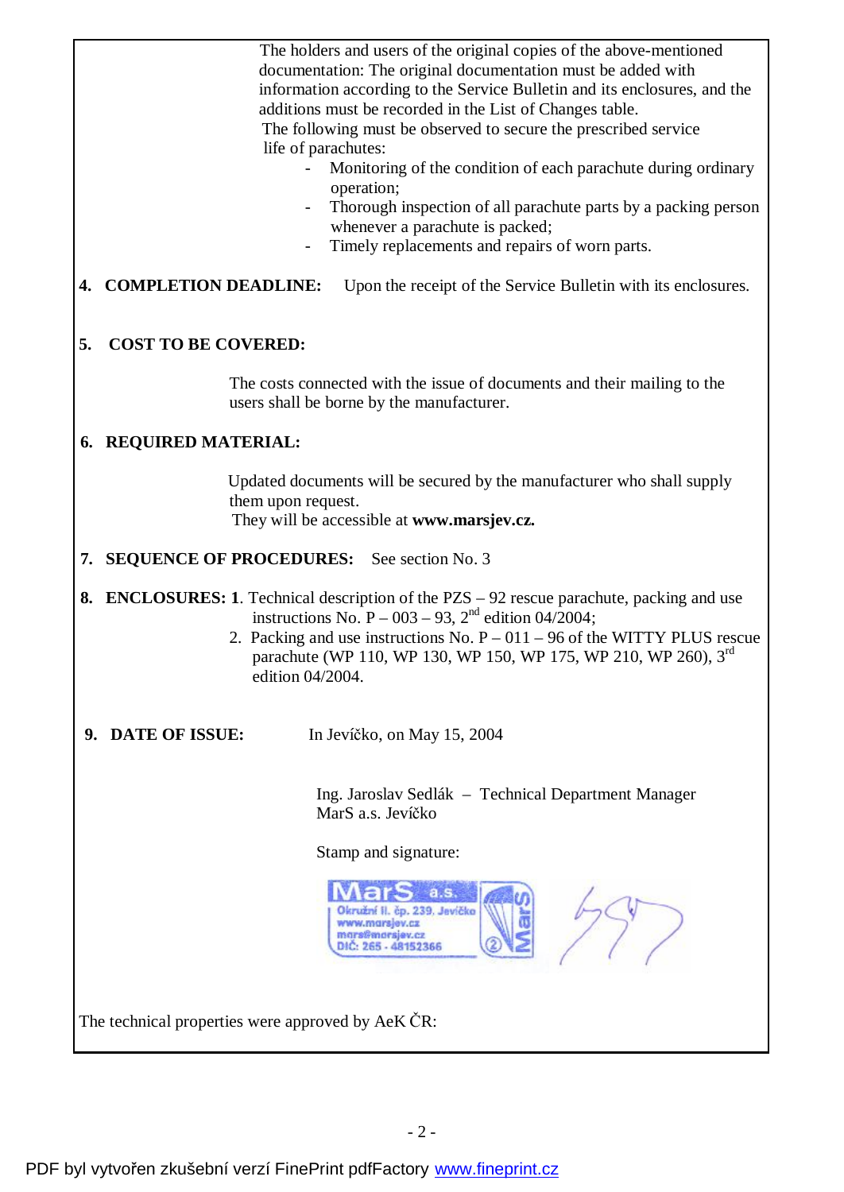The holders and users of the original copies of the above-mentioned documentation: The original documentation must be added with information according to the Service Bulletin and its enclosures, and the additions must be recorded in the List of Changes table.

The following must be observed to secure the prescribed service life of parachutes:

- Monitoring of the condition of each parachute during ordinary operation;
- Thorough inspection of all parachute parts by a packing person whenever a parachute is packed;
- Timely replacements and repairs of worn parts.

**4. COMPLETION DEADLINE:** Upon the receipt of the Service Bulletin with its enclosures.

**5. COST TO BE COVERED:**

The costs connected with the issue of documents and their mailing to the users shall be borne by the manufacturer.

**6. REQUIRED MATERIAL:**

Updated documents will be secured by the manufacturer who shall supply them upon request.
They will be accessible at **www.marsjev.cz.**

**7. SEQUENCE OF PROCEDURES:** See section No. 3

**8. ENCLOSURES:** **1**. Technical description of the PZS – 92 rescue parachute, packing and use instructions No. P – 003 – 93, 2nd edition 04/2004;
2. Packing and use instructions No. P – 011 – 96 of the WITTY PLUS rescue parachute (WP 110, WP 130, WP 150, WP 175, WP 210, WP 260), 3rd edition 04/2004.

**9. DATE OF ISSUE:** In Jevíčko, on May 15, 2004

Ing. Jaroslav Sedlák – Technical Department Manager
MarS a.s. Jevíčko

Stamp and signature:

MarS a.s.
Okružní II. čp. 239, Jevíčko
www.marsjev.cz
mars@marsjev.cz
DIČ: 265 - 48152366

The technical properties were approved by AeK ČR:

PDF byl vytvořen zkušební verzí FinePrint pdfFactory www.fineprint.cz